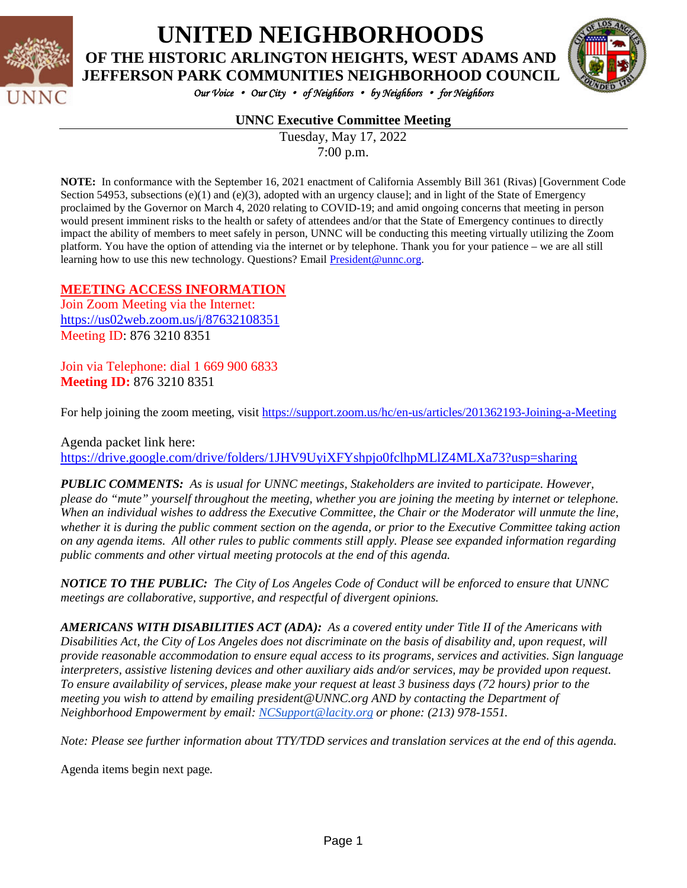# UNITED NEIGHBORHOODS

## OF THE HISTORIC ARLINGTON HEIGHTS, WEST ADAMS AND JEFFERSON PARK COMMUNITIES NEIGHBORHOOD COUNCIL

*Our Voice • Our City • of Neighbors • by Neighbors • for Neighbors*

**UNNC Executive Committee Meeting**

Tuesday, May 17, 2022
7:00 p.m.

**NOTE:** In conformance with the September 16, 2021 enactment of California Assembly Bill 361 (Rivas) [Government Code Section 54953, subsections (e)(1) and (e)(3), adopted with an urgency clause]; and in light of the State of Emergency proclaimed by the Governor on March 4, 2020 relating to COVID-19; and amid ongoing concerns that meeting in person would present imminent risks to the health or safety of attendees and/or that the State of Emergency continues to directly impact the ability of members to meet safely in person, UNNC will be conducting this meeting virtually utilizing the Zoom platform. You have the option of attending via the internet or by telephone. Thank you for your patience – we are all still learning how to use this new technology. Questions? Email President@unnc.org.

**MEETING ACCESS INFORMATION**

Join Zoom Meeting via the Internet:
https://us02web.zoom.us/j/87632108351
Meeting ID: 876 3210 8351

Join via Telephone: dial 1 669 900 6833
**Meeting ID:** 876 3210 8351

For help joining the zoom meeting, visit https://support.zoom.us/hc/en-us/articles/201362193-Joining-a-Meeting

Agenda packet link here:
https://drive.google.com/drive/folders/1JHV9UyiXFYshpjo0fclhpMLlZ4MLXa73?usp=sharing

***PUBLIC COMMENTS:*** *As is usual for UNNC meetings, Stakeholders are invited to participate. However, please do "mute" yourself throughout the meeting, whether you are joining the meeting by internet or telephone. When an individual wishes to address the Executive Committee, the Chair or the Moderator will unmute the line, whether it is during the public comment section on the agenda, or prior to the Executive Committee taking action on any agenda items. All other rules to public comments still apply. Please see expanded information regarding public comments and other virtual meeting protocols at the end of this agenda.*

***NOTICE TO THE PUBLIC:*** *The City of Los Angeles Code of Conduct will be enforced to ensure that UNNC meetings are collaborative, supportive, and respectful of divergent opinions.*

***AMERICANS WITH DISABILITIES ACT (ADA):*** *As a covered entity under Title II of the Americans with Disabilities Act, the City of Los Angeles does not discriminate on the basis of disability and, upon request, will provide reasonable accommodation to ensure equal access to its programs, services and activities. Sign language interpreters, assistive listening devices and other auxiliary aids and/or services, may be provided upon request. To ensure availability of services, please make your request at least 3 business days (72 hours) prior to the meeting you wish to attend by emailing president@UNNC.org AND by contacting the Department of Neighborhood Empowerment by email: NCSupport@lacity.org or phone: (213) 978-1551.*

*Note: Please see further information about TTY/TDD services and translation services at the end of this agenda.*

Agenda items begin next page.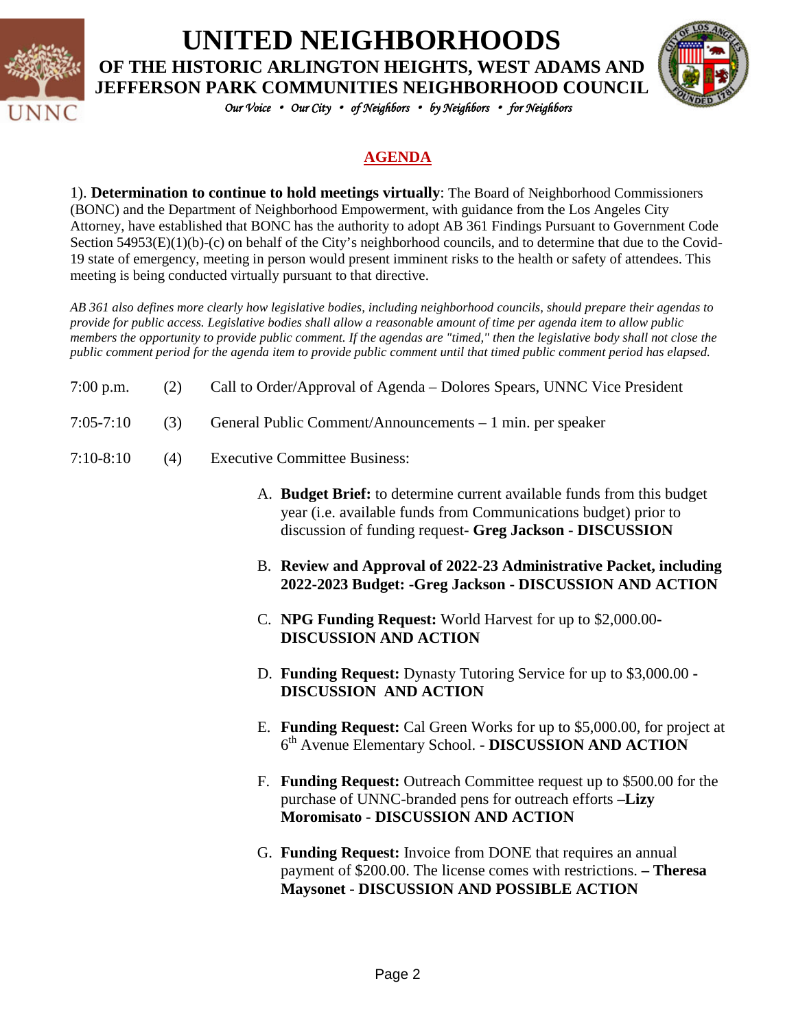# UNITED NEIGHBORHOODS

## OF THE HISTORIC ARLINGTON HEIGHTS, WEST ADAMS AND JEFFERSON PARK COMMUNITIES NEIGHBORHOOD COUNCIL

*Our Voice • Our City • of Neighbors • by Neighbors • for Neighbors*

## AGENDA

1). **Determination to continue to hold meetings virtually**: The Board of Neighborhood Commissioners (BONC) and the Department of Neighborhood Empowerment, with guidance from the Los Angeles City Attorney, have established that BONC has the authority to adopt AB 361 Findings Pursuant to Government Code Section 54953(E)(1)(b)-(c) on behalf of the City's neighborhood councils, and to determine that due to the Covid-19 state of emergency, meeting in person would present imminent risks to the health or safety of attendees. This meeting is being conducted virtually pursuant to that directive.

*AB 361 also defines more clearly how legislative bodies, including neighborhood councils, should prepare their agendas to provide for public access. Legislative bodies shall allow a reasonable amount of time per agenda item to allow public members the opportunity to provide public comment. If the agendas are "timed," then the legislative body shall not close the public comment period for the agenda item to provide public comment until that timed public comment period has elapsed.*

7:00 p.m. (2) Call to Order/Approval of Agenda – Dolores Spears, UNNC Vice President

7:05-7:10 (3) General Public Comment/Announcements – 1 min. per speaker

7:10-8:10 (4) Executive Committee Business:

A. **Budget Brief:** to determine current available funds from this budget year (i.e. available funds from Communications budget) prior to discussion of funding request- **Greg Jackson - DISCUSSION**

B. **Review and Approval of 2022-23 Administrative Packet, including 2022-2023 Budget: -Greg Jackson - DISCUSSION AND ACTION**

C. **NPG Funding Request:** World Harvest for up to $2,000.00- **DISCUSSION AND ACTION**

D. **Funding Request:** Dynasty Tutoring Service for up to $3,000.00 - **DISCUSSION AND ACTION**

E. **Funding Request:** Cal Green Works for up to $5,000.00, for project at 6th Avenue Elementary School. **- DISCUSSION AND ACTION**

F. **Funding Request:** Outreach Committee request up to $500.00 for the purchase of UNNC-branded pens for outreach efforts **–Lizy Moromisato - DISCUSSION AND ACTION**

G. **Funding Request:** Invoice from DONE that requires an annual payment of $200.00. The license comes with restrictions. **– Theresa Maysonet - DISCUSSION AND POSSIBLE ACTION**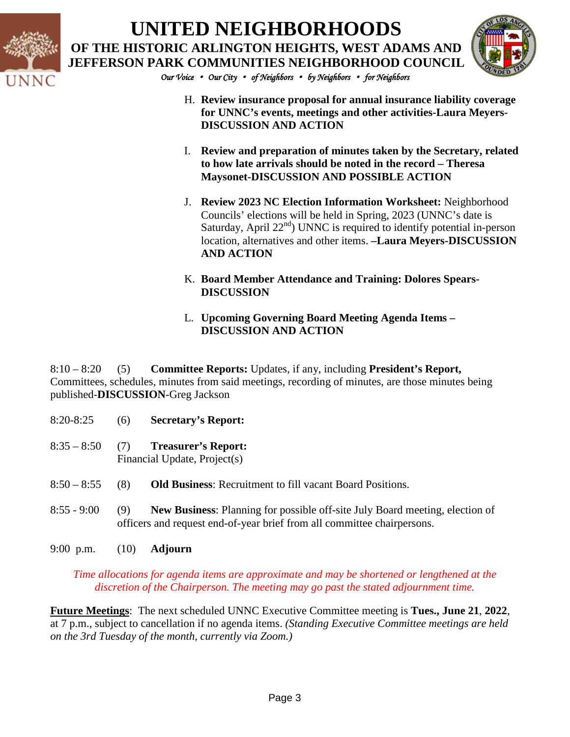H. **Review insurance proposal for annual insurance liability coverage for UNNC's events, meetings and other activities-Laura Meyers-DISCUSSION AND ACTION**

I. **Review and preparation of minutes taken by the Secretary, related to how late arrivals should be noted in the record – Theresa Maysonet-DISCUSSION AND POSSIBLE ACTION**

J. **Review 2023 NC Election Information Worksheet:** Neighborhood Councils' elections will be held in Spring, 2023 (UNNC's date is Saturday, April 22nd) UNNC is required to identify potential in-person location, alternatives and other items. **–Laura Meyers-DISCUSSION AND ACTION**

K. **Board Member Attendance and Training: Dolores Spears-DISCUSSION**

L. **Upcoming Governing Board Meeting Agenda Items – DISCUSSION AND ACTION**

8:10 – 8:20 (5) **Committee Reports:** Updates, if any, including **President's Report,** Committees, schedules, minutes from said meetings, recording of minutes, are those minutes being published-**DISCUSSION**-Greg Jackson

8:20-8:25 (6) **Secretary's Report:**

8:35 – 8:50 (7) **Treasurer's Report:** Financial Update, Project(s)

8:50 – 8:55 (8) **Old Business**: Recruitment to fill vacant Board Positions.

8:55 - 9:00 (9) **New Business**: Planning for possible off-site July Board meeting, election of officers and request end-of-year brief from all committee chairpersons.

9:00 p.m. (10) **Adjourn**

*Time allocations for agenda items are approximate and may be shortened or lengthened at the discretion of the Chairperson. The meeting may go past the stated adjournment time.*

**Future Meetings**: The next scheduled UNNC Executive Committee meeting is **Tues., June 21**, **2022**, at 7 p.m., subject to cancellation if no agenda items. *(Standing Executive Committee meetings are held on the 3rd Tuesday of the month, currently via Zoom.)*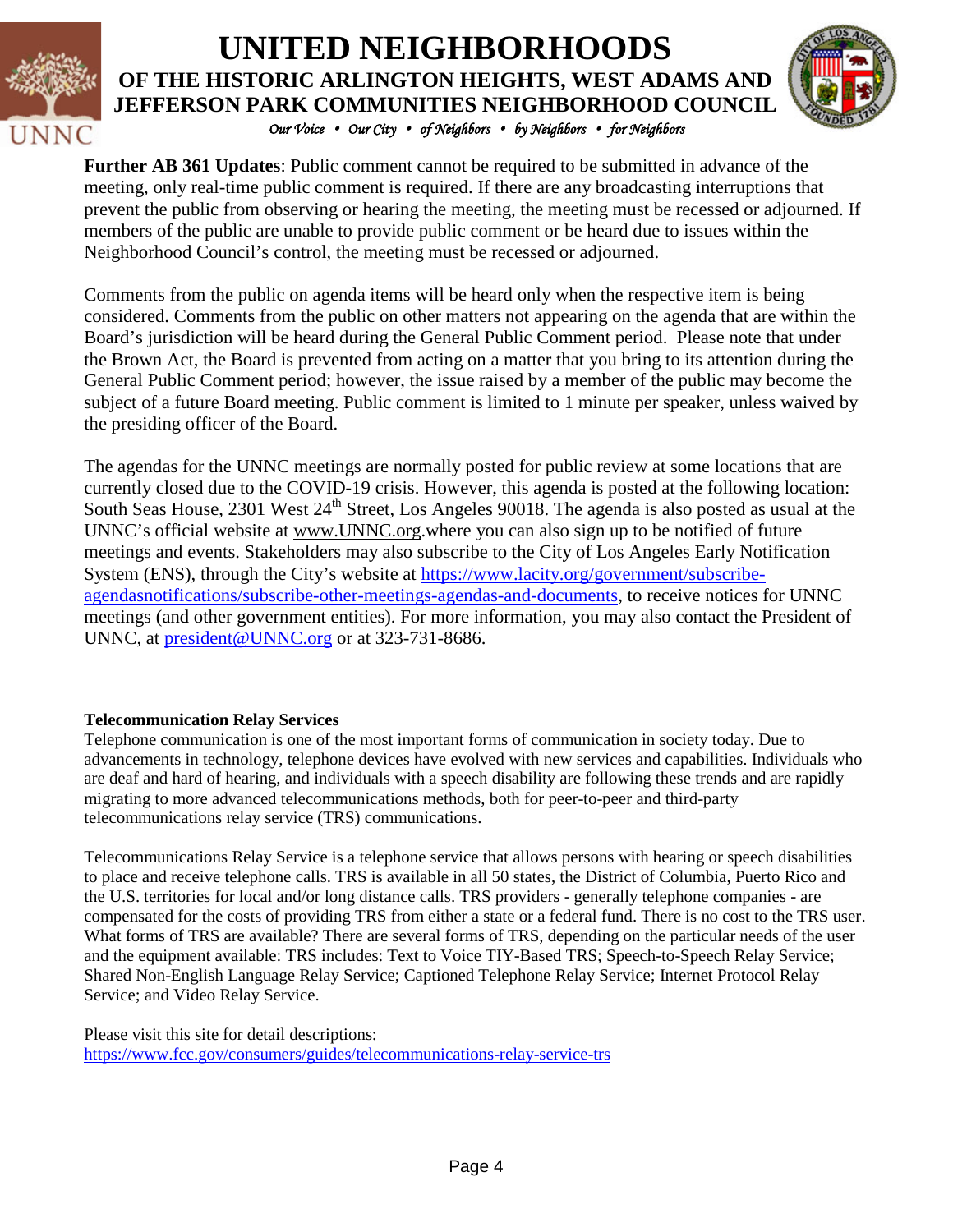**Further AB 361 Updates**: Public comment cannot be required to be submitted in advance of the meeting, only real-time public comment is required. If there are any broadcasting interruptions that prevent the public from observing or hearing the meeting, the meeting must be recessed or adjourned. If members of the public are unable to provide public comment or be heard due to issues within the Neighborhood Council's control, the meeting must be recessed or adjourned.

Comments from the public on agenda items will be heard only when the respective item is being considered. Comments from the public on other matters not appearing on the agenda that are within the Board's jurisdiction will be heard during the General Public Comment period. Please note that under the Brown Act, the Board is prevented from acting on a matter that you bring to its attention during the General Public Comment period; however, the issue raised by a member of the public may become the subject of a future Board meeting. Public comment is limited to 1 minute per speaker, unless waived by the presiding officer of the Board.

The agendas for the UNNC meetings are normally posted for public review at some locations that are currently closed due to the COVID-19 crisis. However, this agenda is posted at the following location: South Seas House, 2301 West 24th Street, Los Angeles 90018. The agenda is also posted as usual at the UNNC's official website at www.UNNC.org.where you can also sign up to be notified of future meetings and events. Stakeholders may also subscribe to the City of Los Angeles Early Notification System (ENS), through the City's website at https://www.lacity.org/government/subscribe-agendasnotifications/subscribe-other-meetings-agendas-and-documents, to receive notices for UNNC meetings (and other government entities). For more information, you may also contact the President of UNNC, at president@UNNC.org or at 323-731-8686.

**Telecommunication Relay Services**

Telephone communication is one of the most important forms of communication in society today. Due to advancements in technology, telephone devices have evolved with new services and capabilities. Individuals who are deaf and hard of hearing, and individuals with a speech disability are following these trends and are rapidly migrating to more advanced telecommunications methods, both for peer-to-peer and third-party telecommunications relay service (TRS) communications.

Telecommunications Relay Service is a telephone service that allows persons with hearing or speech disabilities to place and receive telephone calls. TRS is available in all 50 states, the District of Columbia, Puerto Rico and the U.S. territories for local and/or long distance calls. TRS providers - generally telephone companies - are compensated for the costs of providing TRS from either a state or a federal fund. There is no cost to the TRS user. What forms of TRS are available? There are several forms of TRS, depending on the particular needs of the user and the equipment available: TRS includes: Text to Voice TIY-Based TRS; Speech-to-Speech Relay Service; Shared Non-English Language Relay Service; Captioned Telephone Relay Service; Internet Protocol Relay Service; and Video Relay Service.

Please visit this site for detail descriptions:
https://www.fcc.gov/consumers/guides/telecommunications-relay-service-trs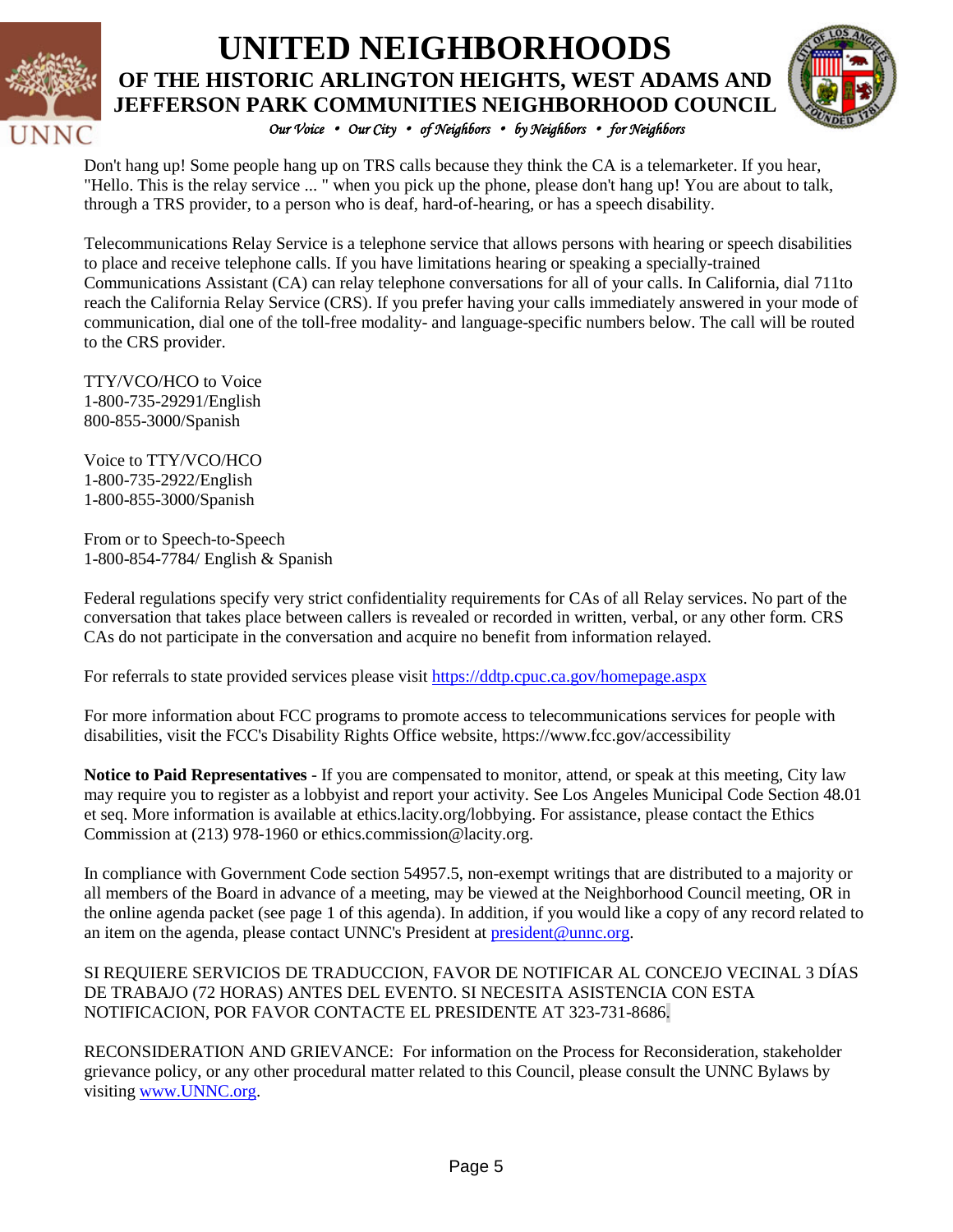Don't hang up! Some people hang up on TRS calls because they think the CA is a telemarketer. If you hear, "Hello. This is the relay service ... " when you pick up the phone, please don't hang up! You are about to talk, through a TRS provider, to a person who is deaf, hard-of-hearing, or has a speech disability.

Telecommunications Relay Service is a telephone service that allows persons with hearing or speech disabilities to place and receive telephone calls. If you have limitations hearing or speaking a specially-trained Communications Assistant (CA) can relay telephone conversations for all of your calls. In California, dial 711to reach the California Relay Service (CRS). If you prefer having your calls immediately answered in your mode of communication, dial one of the toll-free modality- and language-specific numbers below. The call will be routed to the CRS provider.

TTY/VCO/HCO to Voice
1-800-735-29291/English
800-855-3000/Spanish

Voice to TTY/VCO/HCO
1-800-735-2922/English
1-800-855-3000/Spanish

From or to Speech-to-Speech
1-800-854-7784/ English & Spanish

Federal regulations specify very strict confidentiality requirements for CAs of all Relay services. No part of the conversation that takes place between callers is revealed or recorded in written, verbal, or any other form. CRS CAs do not participate in the conversation and acquire no benefit from information relayed.

For referrals to state provided services please visit https://ddtp.cpuc.ca.gov/homepage.aspx

For more information about FCC programs to promote access to telecommunications services for people with disabilities, visit the FCC's Disability Rights Office website, https://www.fcc.gov/accessibility

**Notice to Paid Representatives** - If you are compensated to monitor, attend, or speak at this meeting, City law may require you to register as a lobbyist and report your activity. See Los Angeles Municipal Code Section 48.01 et seq. More information is available at ethics.lacity.org/lobbying. For assistance, please contact the Ethics Commission at (213) 978-1960 or ethics.commission@lacity.org.

In compliance with Government Code section 54957.5, non-exempt writings that are distributed to a majority or all members of the Board in advance of a meeting, may be viewed at the Neighborhood Council meeting, OR in the online agenda packet (see page 1 of this agenda). In addition, if you would like a copy of any record related to an item on the agenda, please contact UNNC's President at president@unnc.org.

SI REQUIERE SERVICIOS DE TRADUCCION, FAVOR DE NOTIFICAR AL CONCEJO VECINAL 3 DÍAS DE TRABAJO (72 HORAS) ANTES DEL EVENTO. SI NECESITA ASISTENCIA CON ESTA NOTIFICACION, POR FAVOR CONTACTE EL PRESIDENTE AT 323-731-8686.

RECONSIDERATION AND GRIEVANCE: For information on the Process for Reconsideration, stakeholder grievance policy, or any other procedural matter related to this Council, please consult the UNNC Bylaws by visiting www.UNNC.org.